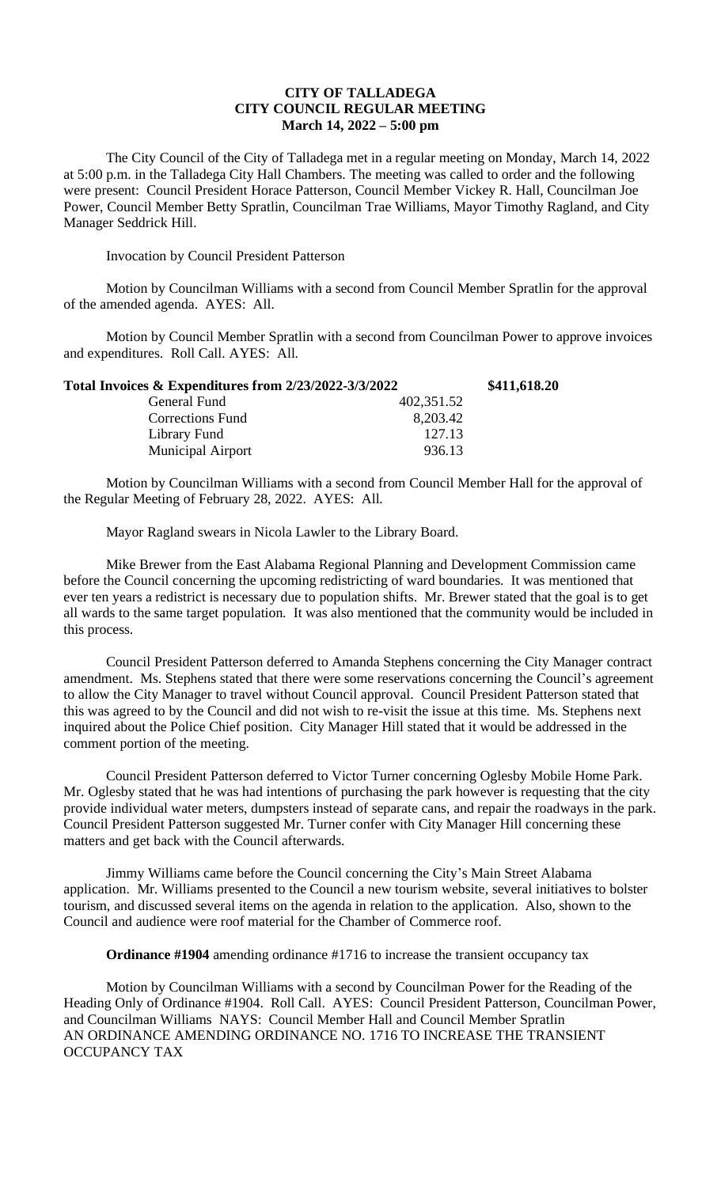**CITY OF TALLADEGA**
**CITY COUNCIL REGULAR MEETING**
**March 14, 2022 – 5:00 pm**

The City Council of the City of Talladega met in a regular meeting on Monday, March 14, 2022 at 5:00 p.m. in the Talladega City Hall Chambers. The meeting was called to order and the following were present: Council President Horace Patterson, Council Member Vickey R. Hall, Councilman Joe Power, Council Member Betty Spratlin, Councilman Trae Williams, Mayor Timothy Ragland, and City Manager Seddrick Hill.

Invocation by Council President Patterson

Motion by Councilman Williams with a second from Council Member Spratlin for the approval of the amended agenda. AYES: All.

Motion by Council Member Spratlin with a second from Councilman Power to approve invoices and expenditures. Roll Call. AYES: All.

| | | |
|---|---|---|
| **Total Invoices & Expenditures from 2/23/2022-3/3/2022** | | **\$411,618.20** |
| General Fund | 402,351.52 | |
| Corrections Fund | 8,203.42 | |
| Library Fund | 127.13 | |
| Municipal Airport | 936.13 | |

Motion by Councilman Williams with a second from Council Member Hall for the approval of the Regular Meeting of February 28, 2022. AYES: All.

Mayor Ragland swears in Nicola Lawler to the Library Board.

Mike Brewer from the East Alabama Regional Planning and Development Commission came before the Council concerning the upcoming redistricting of ward boundaries. It was mentioned that ever ten years a redistrict is necessary due to population shifts. Mr. Brewer stated that the goal is to get all wards to the same target population. It was also mentioned that the community would be included in this process.

Council President Patterson deferred to Amanda Stephens concerning the City Manager contract amendment. Ms. Stephens stated that there were some reservations concerning the Council's agreement to allow the City Manager to travel without Council approval. Council President Patterson stated that this was agreed to by the Council and did not wish to re-visit the issue at this time. Ms. Stephens next inquired about the Police Chief position. City Manager Hill stated that it would be addressed in the comment portion of the meeting.

Council President Patterson deferred to Victor Turner concerning Oglesby Mobile Home Park. Mr. Oglesby stated that he was had intentions of purchasing the park however is requesting that the city provide individual water meters, dumpsters instead of separate cans, and repair the roadways in the park. Council President Patterson suggested Mr. Turner confer with City Manager Hill concerning these matters and get back with the Council afterwards.

Jimmy Williams came before the Council concerning the City's Main Street Alabama application. Mr. Williams presented to the Council a new tourism website, several initiatives to bolster tourism, and discussed several items on the agenda in relation to the application. Also, shown to the Council and audience were roof material for the Chamber of Commerce roof.

**Ordinance #1904** amending ordinance #1716 to increase the transient occupancy tax

Motion by Councilman Williams with a second by Councilman Power for the Reading of the Heading Only of Ordinance #1904. Roll Call. AYES: Council President Patterson, Councilman Power, and Councilman Williams NAYS: Council Member Hall and Council Member Spratlin
AN ORDINANCE AMENDING ORDINANCE NO. 1716 TO INCREASE THE TRANSIENT OCCUPANCY TAX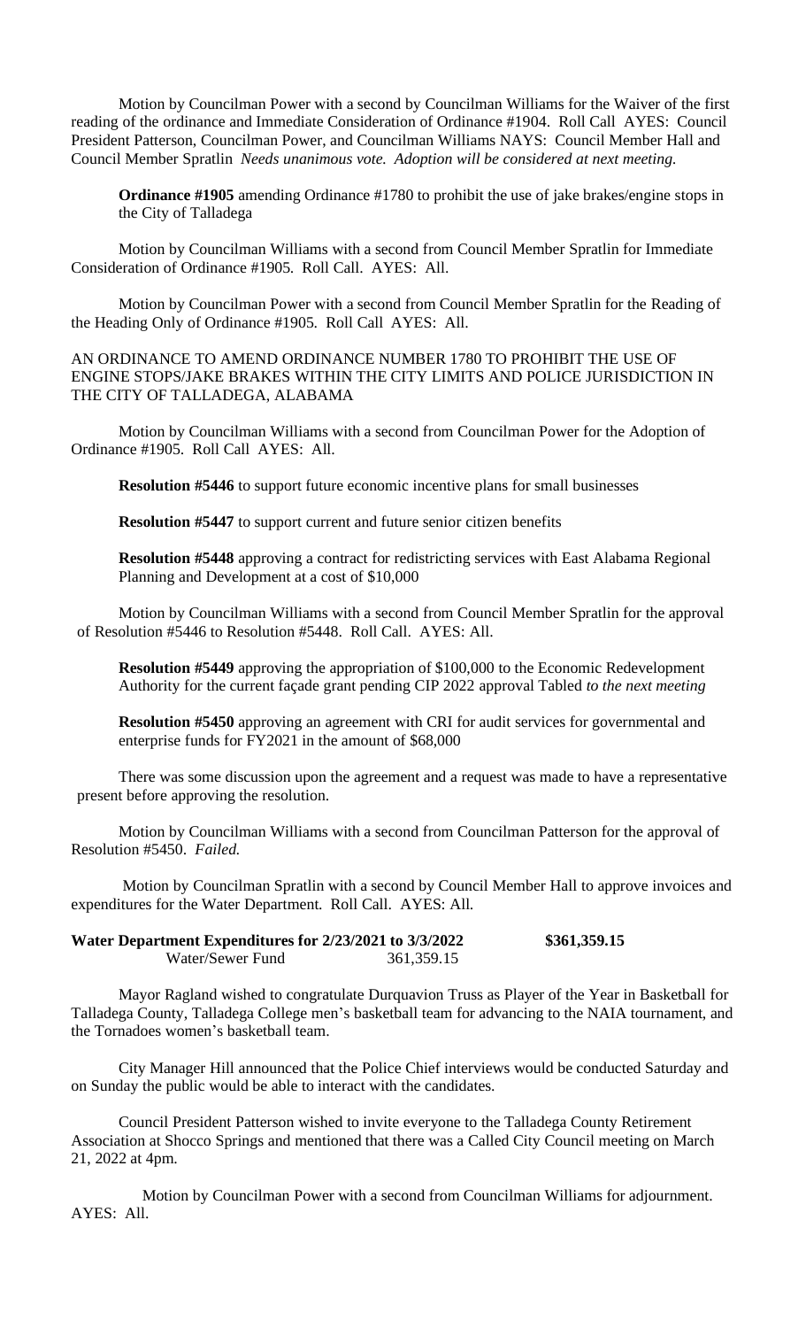Motion by Councilman Power with a second by Councilman Williams for the Waiver of the first reading of the ordinance and Immediate Consideration of Ordinance #1904. Roll Call AYES: Council President Patterson, Councilman Power, and Councilman Williams NAYS: Council Member Hall and Council Member Spratlin *Needs unanimous vote. Adoption will be considered at next meeting.*

**Ordinance #1905** amending Ordinance #1780 to prohibit the use of jake brakes/engine stops in the City of Talladega

Motion by Councilman Williams with a second from Council Member Spratlin for Immediate Consideration of Ordinance #1905. Roll Call. AYES: All.

Motion by Councilman Power with a second from Council Member Spratlin for the Reading of the Heading Only of Ordinance #1905. Roll Call AYES: All.

AN ORDINANCE TO AMEND ORDINANCE NUMBER 1780 TO PROHIBIT THE USE OF ENGINE STOPS/JAKE BRAKES WITHIN THE CITY LIMITS AND POLICE JURISDICTION IN THE CITY OF TALLADEGA, ALABAMA

Motion by Councilman Williams with a second from Councilman Power for the Adoption of Ordinance #1905. Roll Call AYES: All.

**Resolution #5446** to support future economic incentive plans for small businesses

**Resolution #5447** to support current and future senior citizen benefits

**Resolution #5448** approving a contract for redistricting services with East Alabama Regional Planning and Development at a cost of $10,000

Motion by Councilman Williams with a second from Council Member Spratlin for the approval of Resolution #5446 to Resolution #5448. Roll Call. AYES: All.

**Resolution #5449** approving the appropriation of $100,000 to the Economic Redevelopment Authority for the current façade grant pending CIP 2022 approval Tabled *to the next meeting*

**Resolution #5450** approving an agreement with CRI for audit services for governmental and enterprise funds for FY2021 in the amount of $68,000

There was some discussion upon the agreement and a request was made to have a representative present before approving the resolution.

Motion by Councilman Williams with a second from Councilman Patterson for the approval of Resolution #5450. *Failed.*

Motion by Councilman Spratlin with a second by Council Member Hall to approve invoices and expenditures for the Water Department. Roll Call. AYES: All.

| | | |
|---|---|---|
| **Water Department Expenditures for 2/23/2021 to 3/3/2022** | | **$361,359.15** |
| Water/Sewer Fund | 361,359.15 | |

Mayor Ragland wished to congratulate Durquavion Truss as Player of the Year in Basketball for Talladega County, Talladega College men's basketball team for advancing to the NAIA tournament, and the Tornadoes women's basketball team.

City Manager Hill announced that the Police Chief interviews would be conducted Saturday and on Sunday the public would be able to interact with the candidates.

Council President Patterson wished to invite everyone to the Talladega County Retirement Association at Shocco Springs and mentioned that there was a Called City Council meeting on March 21, 2022 at 4pm.

Motion by Councilman Power with a second from Councilman Williams for adjournment. AYES: All.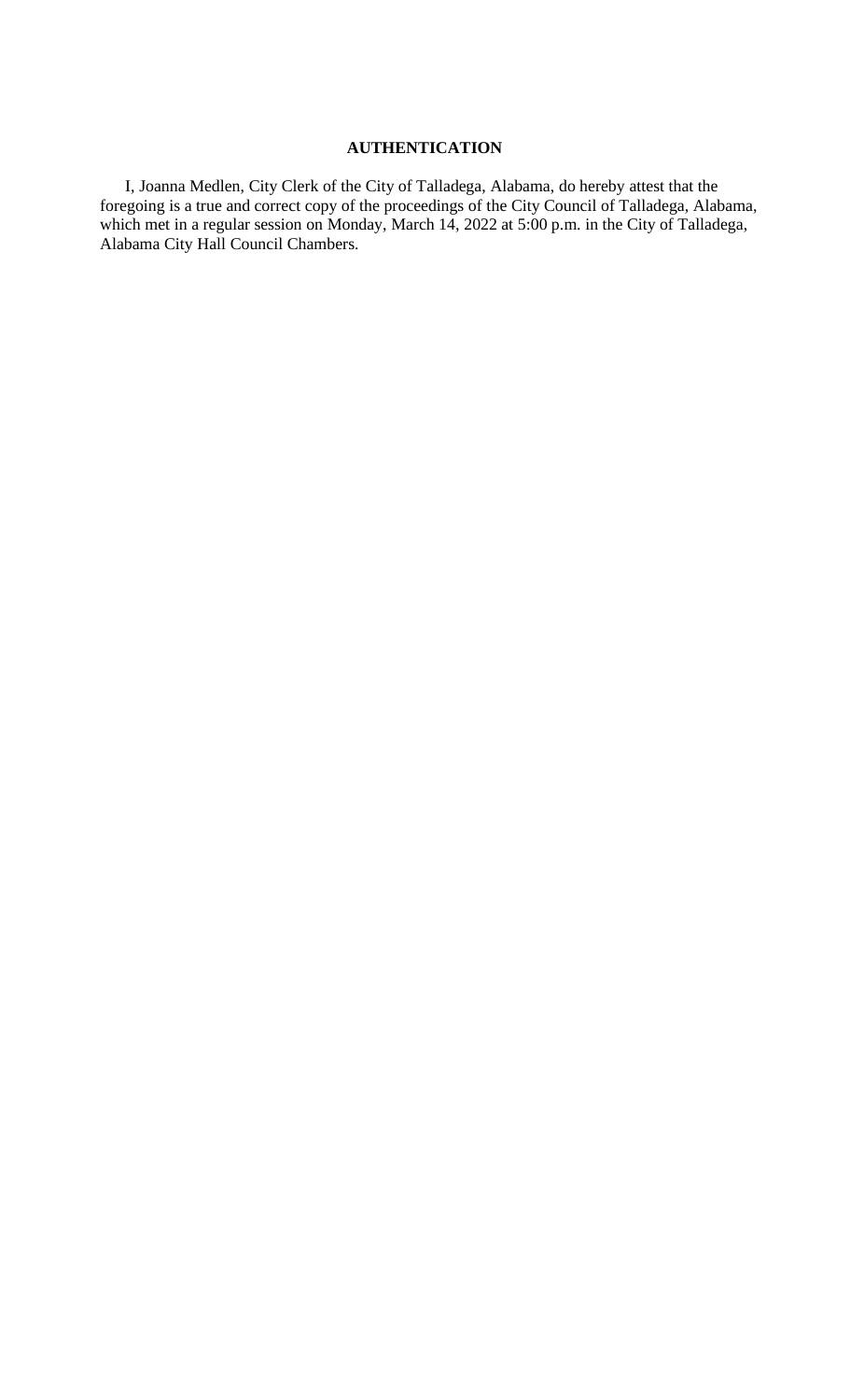## AUTHENTICATION

I, Joanna Medlen, City Clerk of the City of Talladega, Alabama, do hereby attest that the foregoing is a true and correct copy of the proceedings of the City Council of Talladega, Alabama, which met in a regular session on Monday, March 14, 2022 at 5:00 p.m. in the City of Talladega, Alabama City Hall Council Chambers.